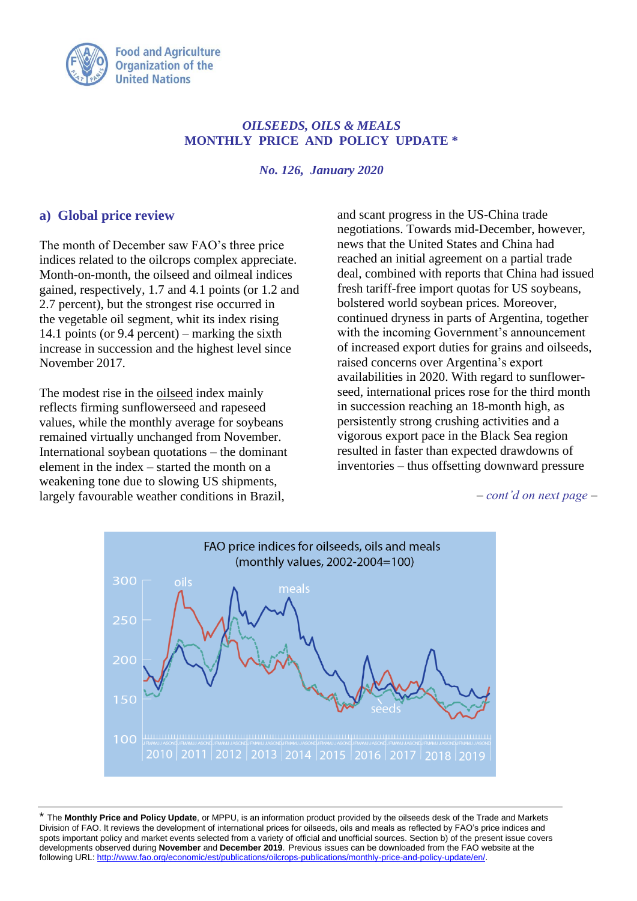*OILSEEDS, OILS & MEALS*
**MONTHLY PRICE AND POLICY UPDATE ***

*No. 126, January 2020*

## a) Global price review

The month of December saw FAO's three price indices related to the oilcrops complex appreciate. Month-on-month, the oilseed and oilmeal indices gained, respectively, 1.7 and 4.1 points (or 1.2 and 2.7 percent), but the strongest rise occurred in the vegetable oil segment, whit its index rising 14.1 points (or 9.4 percent) – marking the sixth increase in succession and the highest level since November 2017.

The modest rise in the oilseed index mainly reflects firming sunflowerseed and rapeseed values, while the monthly average for soybeans remained virtually unchanged from November. International soybean quotations – the dominant element in the index – started the month on a weakening tone due to slowing US shipments, largely favourable weather conditions in Brazil, and scant progress in the US-China trade negotiations. Towards mid-December, however, news that the United States and China had reached an initial agreement on a partial trade deal, combined with reports that China had issued fresh tariff-free import quotas for US soybeans, bolstered world soybean prices. Moreover, continued dryness in parts of Argentina, together with the incoming Government's announcement of increased export duties for grains and oilseeds, raised concerns over Argentina's export availabilities in 2020. With regard to sunflower-seed, international prices rose for the third month in succession reaching an 18-month high, as persistently strong crushing activities and a vigorous export pace in the Black Sea region resulted in faster than expected drawdowns of inventories – thus offsetting downward pressure

*– cont'd on next page –*

FAO price indices for oilseeds, oils and meals (monthly values, 2002-2004=100)

---

* The **Monthly Price and Policy Update**, or MPPU, is an information product provided by the oilseeds desk of the Trade and Markets Division of FAO. It reviews the development of international prices for oilseeds, oils and meals as reflected by FAO's price indices and spots important policy and market events selected from a variety of official and unofficial sources. Section b) of the present issue covers developments observed during **November** and **December 2019**. Previous issues can be downloaded from the FAO website at the following URL: http://www.fao.org/economic/est/publications/oilcrops-publications/monthly-price-and-policy-update/en/.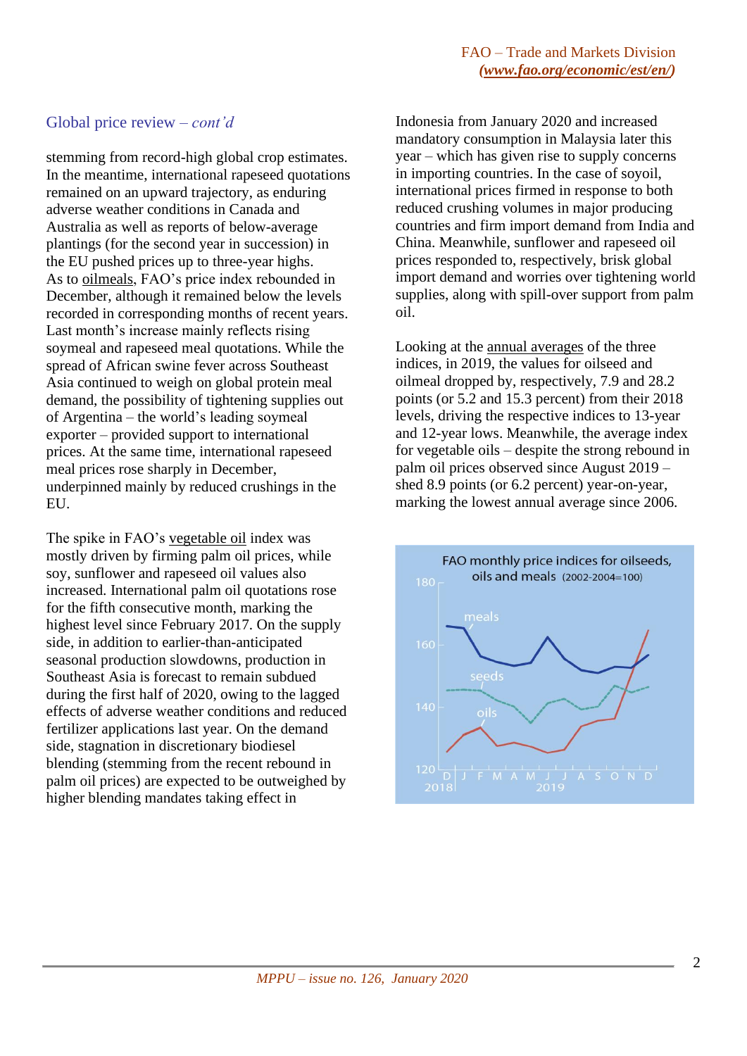## Global price review – *cont'd*

stemming from record-high global crop estimates. In the meantime, international rapeseed quotations remained on an upward trajectory, as enduring adverse weather conditions in Canada and Australia as well as reports of below-average plantings (for the second year in succession) in the EU pushed prices up to three-year highs. As to oilmeals, FAO's price index rebounded in December, although it remained below the levels recorded in corresponding months of recent years. Last month's increase mainly reflects rising soymeal and rapeseed meal quotations. While the spread of African swine fever across Southeast Asia continued to weigh on global protein meal demand, the possibility of tightening supplies out of Argentina – the world's leading soymeal exporter – provided support to international prices. At the same time, international rapeseed meal prices rose sharply in December, underpinned mainly by reduced crushings in the EU.

The spike in FAO's vegetable oil index was mostly driven by firming palm oil prices, while soy, sunflower and rapeseed oil values also increased. International palm oil quotations rose for the fifth consecutive month, marking the highest level since February 2017. On the supply side, in addition to earlier-than-anticipated seasonal production slowdowns, production in Southeast Asia is forecast to remain subdued during the first half of 2020, owing to the lagged effects of adverse weather conditions and reduced fertilizer applications last year. On the demand side, stagnation in discretionary biodiesel blending (stemming from the recent rebound in palm oil prices) are expected to be outweighed by higher blending mandates taking effect in Indonesia from January 2020 and increased mandatory consumption in Malaysia later this year – which has given rise to supply concerns in importing countries. In the case of soyoil, international prices firmed in response to both reduced crushing volumes in major producing countries and firm import demand from India and China. Meanwhile, sunflower and rapeseed oil prices responded to, respectively, brisk global import demand and worries over tightening world supplies, along with spill-over support from palm oil.

Looking at the annual averages of the three indices, in 2019, the values for oilseed and oilmeal dropped by, respectively, 7.9 and 28.2 points (or 5.2 and 15.3 percent) from their 2018 levels, driving the respective indices to 13-year and 12-year lows. Meanwhile, the average index for vegetable oils – despite the strong rebound in palm oil prices observed since August 2019 – shed 8.9 points (or 6.2 percent) year-on-year, marking the lowest annual average since 2006.

FAO monthly price indices for oilseeds, oils and meals (2002-2004=100)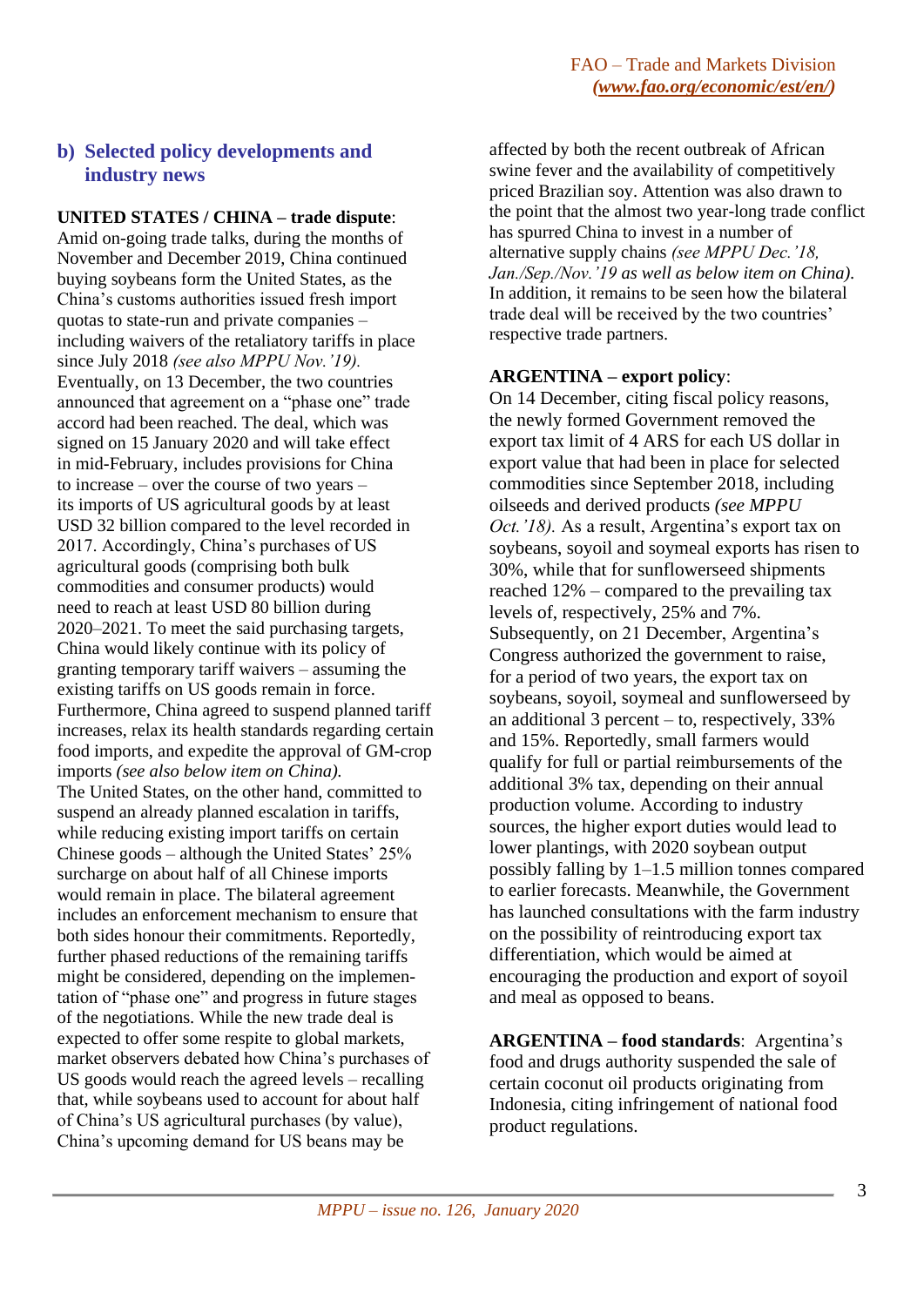## b) Selected policy developments and industry news

**UNITED STATES / CHINA – trade dispute**: Amid on-going trade talks, during the months of November and December 2019, China continued buying soybeans form the United States, as the China's customs authorities issued fresh import quotas to state-run and private companies – including waivers of the retaliatory tariffs in place since July 2018 *(see also MPPU Nov.'19)*. Eventually, on 13 December, the two countries announced that agreement on a "phase one" trade accord had been reached. The deal, which was signed on 15 January 2020 and will take effect in mid-February, includes provisions for China to increase – over the course of two years – its imports of US agricultural goods by at least USD 32 billion compared to the level recorded in 2017. Accordingly, China's purchases of US agricultural goods (comprising both bulk commodities and consumer products) would need to reach at least USD 80 billion during 2020–2021. To meet the said purchasing targets, China would likely continue with its policy of granting temporary tariff waivers – assuming the existing tariffs on US goods remain in force. Furthermore, China agreed to suspend planned tariff increases, relax its health standards regarding certain food imports, and expedite the approval of GM-crop imports *(see also below item on China)*. The United States, on the other hand, committed to suspend an already planned escalation in tariffs, while reducing existing import tariffs on certain Chinese goods – although the United States' 25% surcharge on about half of all Chinese imports would remain in place. The bilateral agreement includes an enforcement mechanism to ensure that both sides honour their commitments. Reportedly, further phased reductions of the remaining tariffs might be considered, depending on the implementation of "phase one" and progress in future stages of the negotiations. While the new trade deal is expected to offer some respite to global markets, market observers debated how China's purchases of US goods would reach the agreed levels – recalling that, while soybeans used to account for about half of China's US agricultural purchases (by value), China's upcoming demand for US beans may be affected by both the recent outbreak of African swine fever and the availability of competitively priced Brazilian soy. Attention was also drawn to the point that the almost two year-long trade conflict has spurred China to invest in a number of alternative supply chains *(see MPPU Dec.'18, Jan./Sep./Nov.'19 as well as below item on China)*. In addition, it remains to be seen how the bilateral trade deal will be received by the two countries' respective trade partners.

**ARGENTINA – export policy**: On 14 December, citing fiscal policy reasons, the newly formed Government removed the export tax limit of 4 ARS for each US dollar in export value that had been in place for selected commodities since September 2018, including oilseeds and derived products *(see MPPU Oct.'18)*. As a result, Argentina's export tax on soybeans, soyoil and soymeal exports has risen to 30%, while that for sunflowerseed shipments reached 12% – compared to the prevailing tax levels of, respectively, 25% and 7%. Subsequently, on 21 December, Argentina's Congress authorized the government to raise, for a period of two years, the export tax on soybeans, soyoil, soymeal and sunflowerseed by an additional 3 percent – to, respectively, 33% and 15%. Reportedly, small farmers would qualify for full or partial reimbursements of the additional 3% tax, depending on their annual production volume. According to industry sources, the higher export duties would lead to lower plantings, with 2020 soybean output possibly falling by 1–1.5 million tonnes compared to earlier forecasts. Meanwhile, the Government has launched consultations with the farm industry on the possibility of reintroducing export tax differentiation, which would be aimed at encouraging the production and export of soyoil and meal as opposed to beans.

**ARGENTINA – food standards**: Argentina's food and drugs authority suspended the sale of certain coconut oil products originating from Indonesia, citing infringement of national food product regulations.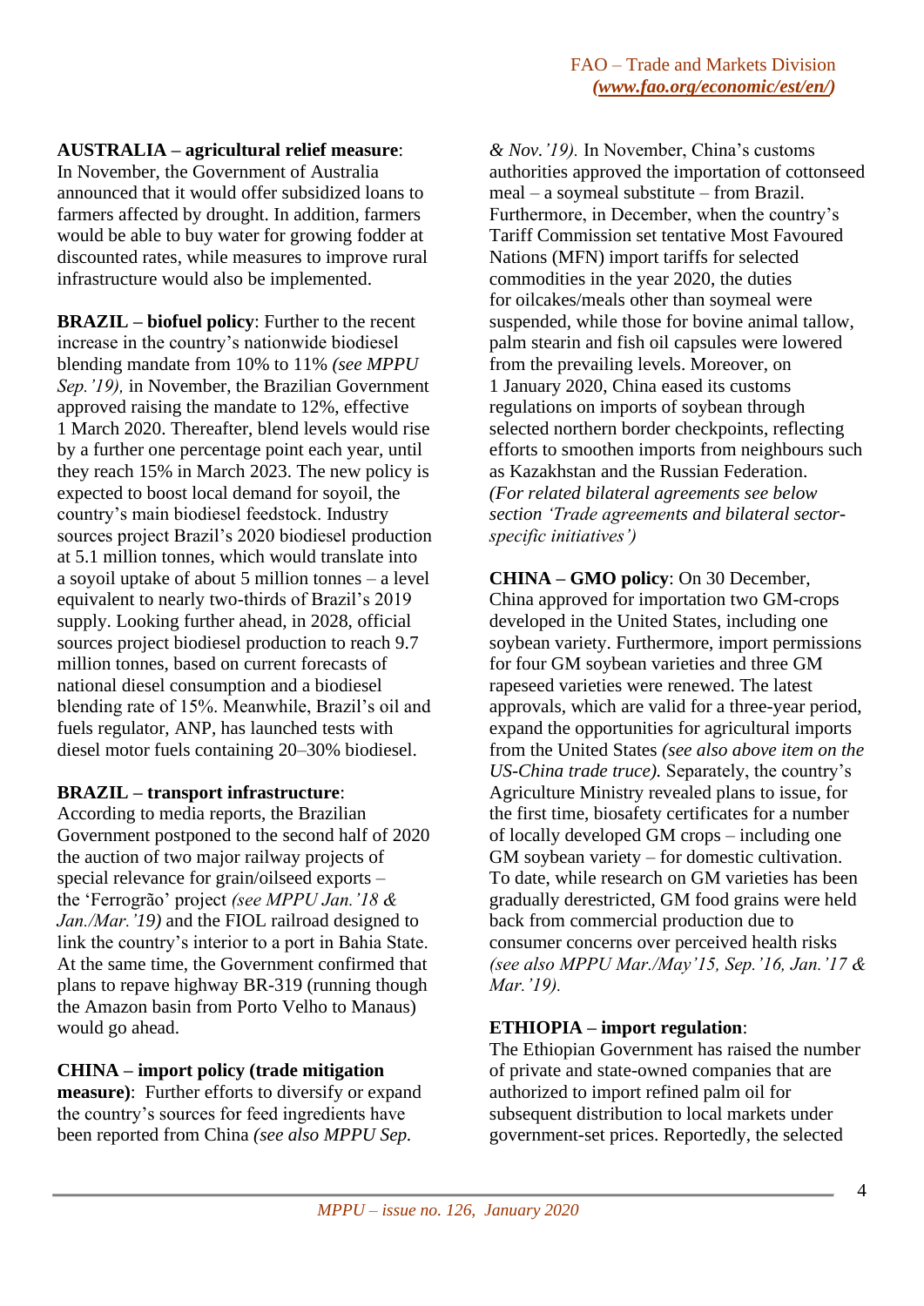**AUSTRALIA – agricultural relief measure**: In November, the Government of Australia announced that it would offer subsidized loans to farmers affected by drought. In addition, farmers would be able to buy water for growing fodder at discounted rates, while measures to improve rural infrastructure would also be implemented.

**BRAZIL – biofuel policy**: Further to the recent increase in the country's nationwide biodiesel blending mandate from 10% to 11% *(see MPPU Sep.'19),* in November, the Brazilian Government approved raising the mandate to 12%, effective 1 March 2020. Thereafter, blend levels would rise by a further one percentage point each year, until they reach 15% in March 2023. The new policy is expected to boost local demand for soyoil, the country's main biodiesel feedstock. Industry sources project Brazil's 2020 biodiesel production at 5.1 million tonnes, which would translate into a soyoil uptake of about 5 million tonnes – a level equivalent to nearly two-thirds of Brazil's 2019 supply. Looking further ahead, in 2028, official sources project biodiesel production to reach 9.7 million tonnes, based on current forecasts of national diesel consumption and a biodiesel blending rate of 15%. Meanwhile, Brazil's oil and fuels regulator, ANP, has launched tests with diesel motor fuels containing 20–30% biodiesel.

**BRAZIL – transport infrastructure**: According to media reports, the Brazilian Government postponed to the second half of 2020 the auction of two major railway projects of special relevance for grain/oilseed exports – the 'Ferrogrão' project *(see MPPU Jan.'18 & Jan./Mar.'19)* and the FIOL railroad designed to link the country's interior to a port in Bahia State. At the same time, the Government confirmed that plans to repave highway BR-319 (running though the Amazon basin from Porto Velho to Manaus) would go ahead.

**CHINA – import policy (trade mitigation measure)**: Further efforts to diversify or expand the country's sources for feed ingredients have been reported from China *(see also MPPU Sep. & Nov.'19).* In November, China's customs authorities approved the importation of cottonseed meal – a soymeal substitute – from Brazil. Furthermore, in December, when the country's Tariff Commission set tentative Most Favoured Nations (MFN) import tariffs for selected commodities in the year 2020, the duties for oilcakes/meals other than soymeal were suspended, while those for bovine animal tallow, palm stearin and fish oil capsules were lowered from the prevailing levels. Moreover, on 1 January 2020, China eased its customs regulations on imports of soybean through selected northern border checkpoints, reflecting efforts to smoothen imports from neighbours such as Kazakhstan and the Russian Federation. *(For related bilateral agreements see below section 'Trade agreements and bilateral sector-specific initiatives')*

**CHINA – GMO policy**: On 30 December, China approved for importation two GM-crops developed in the United States, including one soybean variety. Furthermore, import permissions for four GM soybean varieties and three GM rapeseed varieties were renewed. The latest approvals, which are valid for a three-year period, expand the opportunities for agricultural imports from the United States *(see also above item on the US-China trade truce).* Separately, the country's Agriculture Ministry revealed plans to issue, for the first time, biosafety certificates for a number of locally developed GM crops – including one GM soybean variety – for domestic cultivation. To date, while research on GM varieties has been gradually derestricted, GM food grains were held back from commercial production due to consumer concerns over perceived health risks *(see also MPPU Mar./May'15, Sep.'16, Jan.'17 & Mar.'19).*

**ETHIOPIA – import regulation**: The Ethiopian Government has raised the number of private and state-owned companies that are authorized to import refined palm oil for subsequent distribution to local markets under government-set prices. Reportedly, the selected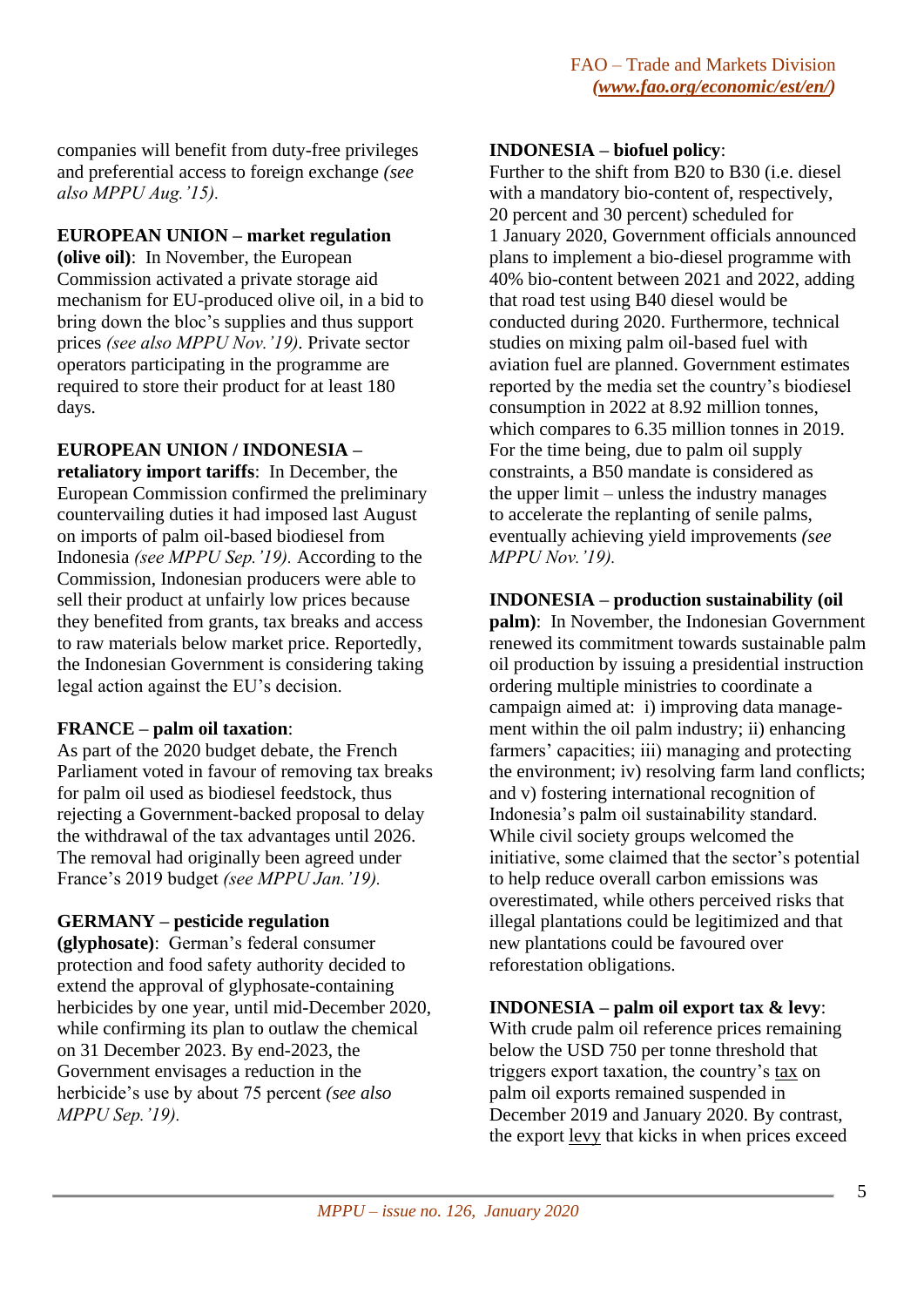companies will benefit from duty-free privileges and preferential access to foreign exchange *(see also MPPU Aug.'15).*

**EUROPEAN UNION – market regulation (olive oil)**: In November, the European Commission activated a private storage aid mechanism for EU-produced olive oil, in a bid to bring down the bloc's supplies and thus support prices *(see also MPPU Nov.'19)*. Private sector operators participating in the programme are required to store their product for at least 180 days.

**EUROPEAN UNION / INDONESIA – retaliatory import tariffs**: In December, the European Commission confirmed the preliminary countervailing duties it had imposed last August on imports of palm oil-based biodiesel from Indonesia *(see MPPU Sep.'19).* According to the Commission, Indonesian producers were able to sell their product at unfairly low prices because they benefited from grants, tax breaks and access to raw materials below market price. Reportedly, the Indonesian Government is considering taking legal action against the EU's decision.

**FRANCE – palm oil taxation**:
As part of the 2020 budget debate, the French Parliament voted in favour of removing tax breaks for palm oil used as biodiesel feedstock, thus rejecting a Government-backed proposal to delay the withdrawal of the tax advantages until 2026. The removal had originally been agreed under France's 2019 budget *(see MPPU Jan.'19).*

**GERMANY – pesticide regulation (glyphosate)**: German's federal consumer protection and food safety authority decided to extend the approval of glyphosate-containing herbicides by one year, until mid-December 2020, while confirming its plan to outlaw the chemical on 31 December 2023. By end-2023, the Government envisages a reduction in the herbicide's use by about 75 percent *(see also MPPU Sep.'19).*

**INDONESIA – biofuel policy**:
Further to the shift from B20 to B30 (i.e. diesel with a mandatory bio-content of, respectively, 20 percent and 30 percent) scheduled for 1 January 2020, Government officials announced plans to implement a bio-diesel programme with 40% bio-content between 2021 and 2022, adding that road test using B40 diesel would be conducted during 2020. Furthermore, technical studies on mixing palm oil-based fuel with aviation fuel are planned. Government estimates reported by the media set the country's biodiesel consumption in 2022 at 8.92 million tonnes, which compares to 6.35 million tonnes in 2019. For the time being, due to palm oil supply constraints, a B50 mandate is considered as the upper limit – unless the industry manages to accelerate the replanting of senile palms, eventually achieving yield improvements *(see MPPU Nov.'19).*

**INDONESIA – production sustainability (oil palm)**: In November, the Indonesian Government renewed its commitment towards sustainable palm oil production by issuing a presidential instruction ordering multiple ministries to coordinate a campaign aimed at: i) improving data management within the oil palm industry; ii) enhancing farmers' capacities; iii) managing and protecting the environment; iv) resolving farm land conflicts; and v) fostering international recognition of Indonesia's palm oil sustainability standard. While civil society groups welcomed the initiative, some claimed that the sector's potential to help reduce overall carbon emissions was overestimated, while others perceived risks that illegal plantations could be legitimized and that new plantations could be favoured over reforestation obligations.

**INDONESIA – palm oil export tax & levy**:
With crude palm oil reference prices remaining below the USD 750 per tonne threshold that triggers export taxation, the country's tax on palm oil exports remained suspended in December 2019 and January 2020. By contrast, the export levy that kicks in when prices exceed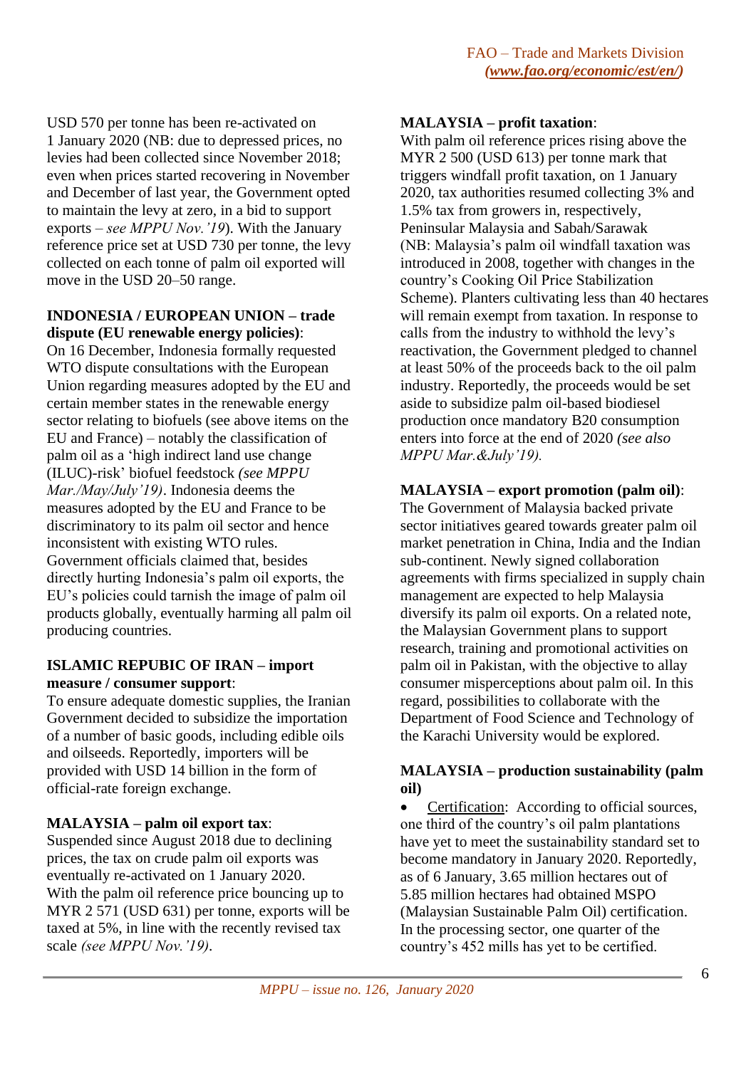USD 570 per tonne has been re-activated on 1 January 2020 (NB: due to depressed prices, no levies had been collected since November 2018; even when prices started recovering in November and December of last year, the Government opted to maintain the levy at zero, in a bid to support exports – *see MPPU Nov.'19*). With the January reference price set at USD 730 per tonne, the levy collected on each tonne of palm oil exported will move in the USD 20–50 range.

**INDONESIA / EUROPEAN UNION – trade dispute (EU renewable energy policies)**:
On 16 December, Indonesia formally requested WTO dispute consultations with the European Union regarding measures adopted by the EU and certain member states in the renewable energy sector relating to biofuels (see above items on the EU and France) – notably the classification of palm oil as a 'high indirect land use change (ILUC)-risk' biofuel feedstock *(see MPPU Mar./May/July'19)*. Indonesia deems the measures adopted by the EU and France to be discriminatory to its palm oil sector and hence inconsistent with existing WTO rules. Government officials claimed that, besides directly hurting Indonesia's palm oil exports, the EU's policies could tarnish the image of palm oil products globally, eventually harming all palm oil producing countries.

**ISLAMIC REPUBLIC OF IRAN – import measure / consumer support**:
To ensure adequate domestic supplies, the Iranian Government decided to subsidize the importation of a number of basic goods, including edible oils and oilseeds. Reportedly, importers will be provided with USD 14 billion in the form of official-rate foreign exchange.

**MALAYSIA – palm oil export tax**:
Suspended since August 2018 due to declining prices, the tax on crude palm oil exports was eventually re-activated on 1 January 2020. With the palm oil reference price bouncing up to MYR 2 571 (USD 631) per tonne, exports will be taxed at 5%, in line with the recently revised tax scale *(see MPPU Nov.'19)*.

**MALAYSIA – profit taxation**:
With palm oil reference prices rising above the MYR 2 500 (USD 613) per tonne mark that triggers windfall profit taxation, on 1 January 2020, tax authorities resumed collecting 3% and 1.5% tax from growers in, respectively, Peninsular Malaysia and Sabah/Sarawak (NB: Malaysia's palm oil windfall taxation was introduced in 2008, together with changes in the country's Cooking Oil Price Stabilization Scheme). Planters cultivating less than 40 hectares will remain exempt from taxation. In response to calls from the industry to withhold the levy's reactivation, the Government pledged to channel at least 50% of the proceeds back to the oil palm industry. Reportedly, the proceeds would be set aside to subsidize palm oil-based biodiesel production once mandatory B20 consumption enters into force at the end of 2020 *(see also MPPU Mar.&July'19)*.

**MALAYSIA – export promotion (palm oil)**:
The Government of Malaysia backed private sector initiatives geared towards greater palm oil market penetration in China, India and the Indian sub-continent. Newly signed collaboration agreements with firms specialized in supply chain management are expected to help Malaysia diversify its palm oil exports. On a related note, the Malaysian Government plans to support research, training and promotional activities on palm oil in Pakistan, with the objective to allay consumer misperceptions about palm oil. In this regard, possibilities to collaborate with the Department of Food Science and Technology of the Karachi University would be explored.

**MALAYSIA – production sustainability (palm oil)**

- Certification: According to official sources, one third of the country's oil palm plantations have yet to meet the sustainability standard set to become mandatory in January 2020. Reportedly, as of 6 January, 3.65 million hectares out of 5.85 million hectares had obtained MSPO (Malaysian Sustainable Palm Oil) certification. In the processing sector, one quarter of the country's 452 mills has yet to be certified.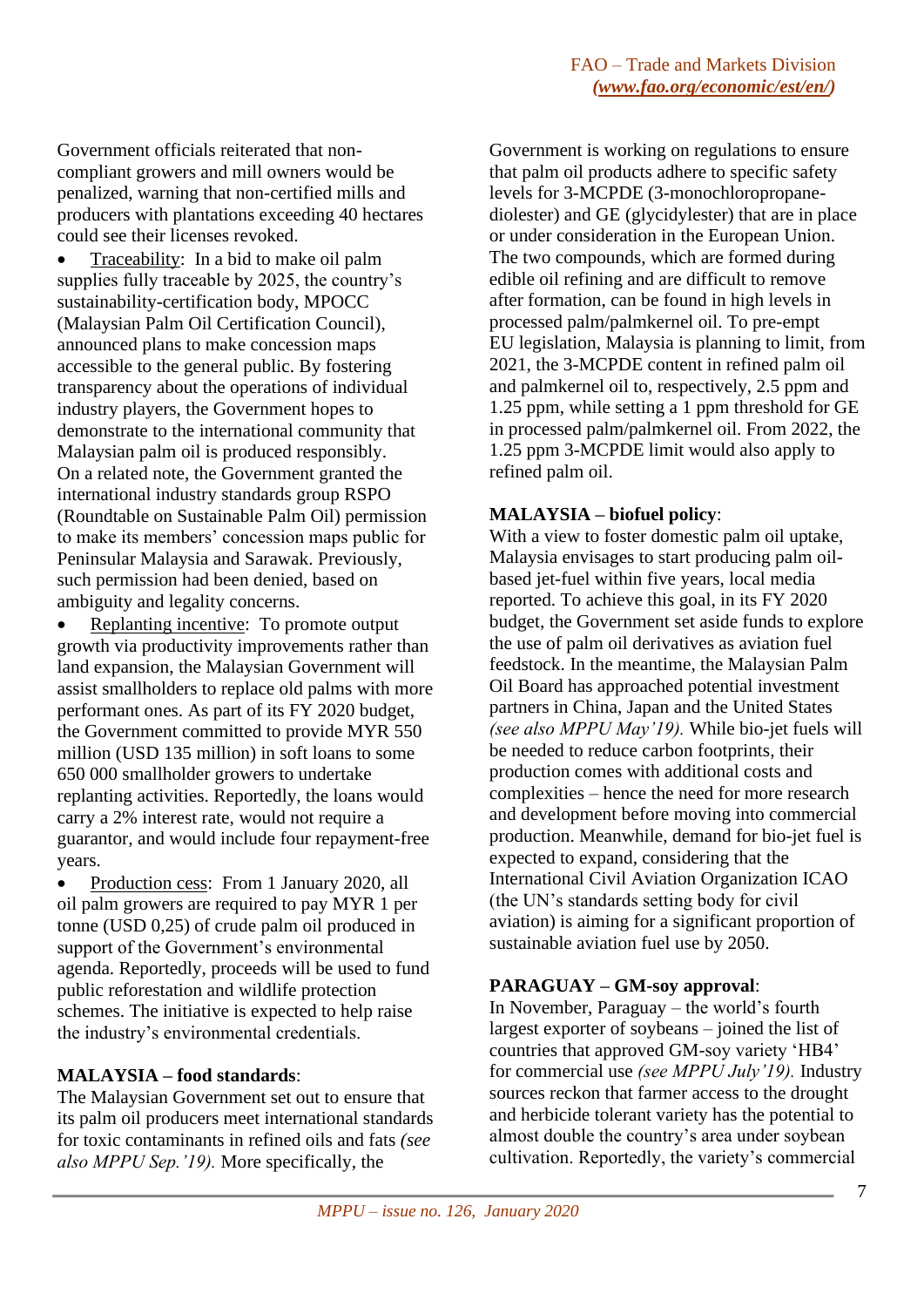Government officials reiterated that non-compliant growers and mill owners would be penalized, warning that non-certified mills and producers with plantations exceeding 40 hectares could see their licenses revoked.

- Traceability: In a bid to make oil palm supplies fully traceable by 2025, the country's sustainability-certification body, MPOCC (Malaysian Palm Oil Certification Council), announced plans to make concession maps accessible to the general public. By fostering transparency about the operations of individual industry players, the Government hopes to demonstrate to the international community that Malaysian palm oil is produced responsibly. On a related note, the Government granted the international industry standards group RSPO (Roundtable on Sustainable Palm Oil) permission to make its members' concession maps public for Peninsular Malaysia and Sarawak. Previously, such permission had been denied, based on ambiguity and legality concerns.
- Replanting incentive: To promote output growth via productivity improvements rather than land expansion, the Malaysian Government will assist smallholders to replace old palms with more performant ones. As part of its FY 2020 budget, the Government committed to provide MYR 550 million (USD 135 million) in soft loans to some 650 000 smallholder growers to undertake replanting activities. Reportedly, the loans would carry a 2% interest rate, would not require a guarantor, and would include four repayment-free years.
- Production cess: From 1 January 2020, all oil palm growers are required to pay MYR 1 per tonne (USD 0,25) of crude palm oil produced in support of the Government's environmental agenda. Reportedly, proceeds will be used to fund public reforestation and wildlife protection schemes. The initiative is expected to help raise the industry's environmental credentials.

**MALAYSIA – food standards**:

The Malaysian Government set out to ensure that its palm oil producers meet international standards for toxic contaminants in refined oils and fats *(see also MPPU Sep.'19).* More specifically, the Government is working on regulations to ensure that palm oil products adhere to specific safety levels for 3-MCPDE (3-monochloropropane-diolester) and GE (glycidylester) that are in place or under consideration in the European Union. The two compounds, which are formed during edible oil refining and are difficult to remove after formation, can be found in high levels in processed palm/palmkernel oil. To pre-empt EU legislation, Malaysia is planning to limit, from 2021, the 3-MCPDE content in refined palm oil and palmkernel oil to, respectively, 2.5 ppm and 1.25 ppm, while setting a 1 ppm threshold for GE in processed palm/palmkernel oil. From 2022, the 1.25 ppm 3-MCPDE limit would also apply to refined palm oil.

**MALAYSIA – biofuel policy**:

With a view to foster domestic palm oil uptake, Malaysia envisages to start producing palm oil-based jet-fuel within five years, local media reported. To achieve this goal, in its FY 2020 budget, the Government set aside funds to explore the use of palm oil derivatives as aviation fuel feedstock. In the meantime, the Malaysian Palm Oil Board has approached potential investment partners in China, Japan and the United States *(see also MPPU May'19).* While bio-jet fuels will be needed to reduce carbon footprints, their production comes with additional costs and complexities – hence the need for more research and development before moving into commercial production. Meanwhile, demand for bio-jet fuel is expected to expand, considering that the International Civil Aviation Organization ICAO (the UN's standards setting body for civil aviation) is aiming for a significant proportion of sustainable aviation fuel use by 2050.

**PARAGUAY – GM-soy approval**:

In November, Paraguay – the world's fourth largest exporter of soybeans – joined the list of countries that approved GM-soy variety 'HB4' for commercial use *(see MPPU July'19).* Industry sources reckon that farmer access to the drought and herbicide tolerant variety has the potential to almost double the country's area under soybean cultivation. Reportedly, the variety's commercial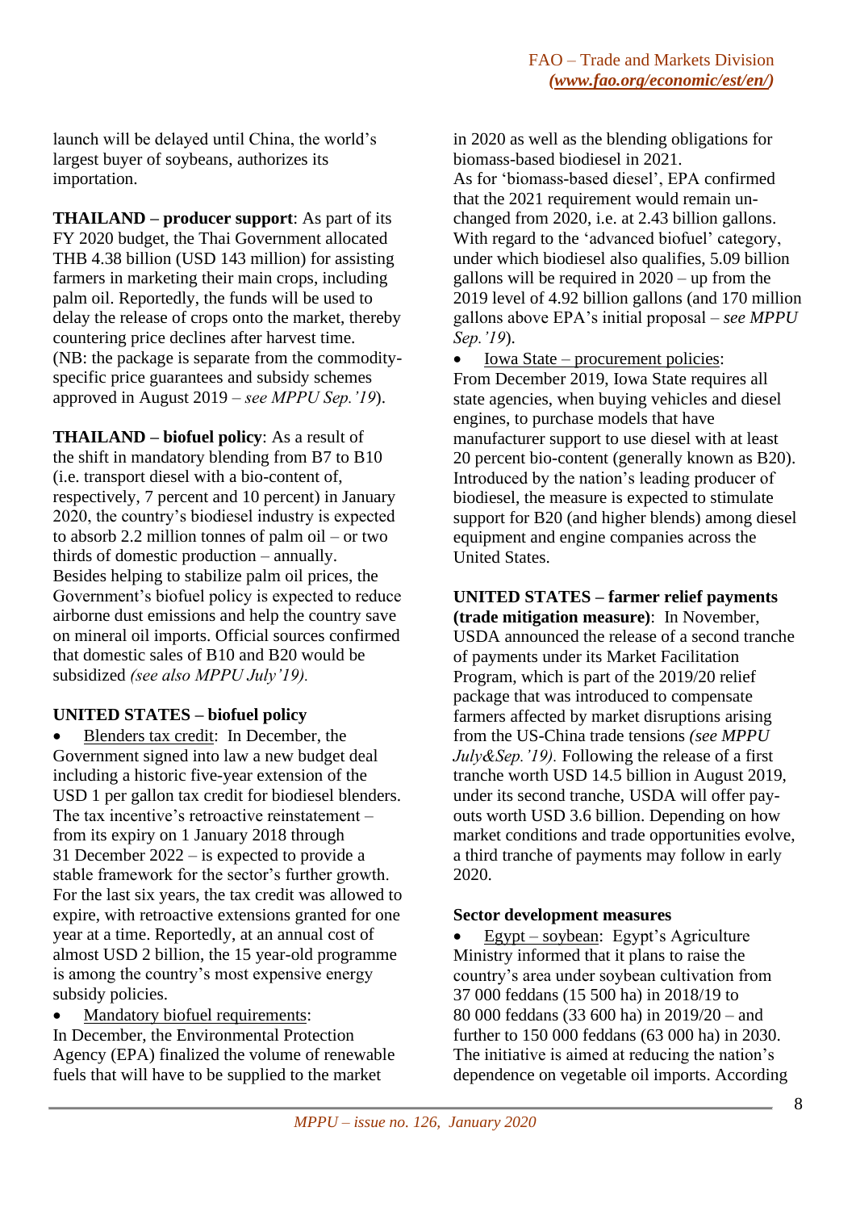launch will be delayed until China, the world's largest buyer of soybeans, authorizes its importation.

**THAILAND – producer support**: As part of its FY 2020 budget, the Thai Government allocated THB 4.38 billion (USD 143 million) for assisting farmers in marketing their main crops, including palm oil. Reportedly, the funds will be used to delay the release of crops onto the market, thereby countering price declines after harvest time. (NB: the package is separate from the commodity-specific price guarantees and subsidy schemes approved in August 2019 – *see MPPU Sep.'19*).

**THAILAND – biofuel policy**: As a result of the shift in mandatory blending from B7 to B10 (i.e. transport diesel with a bio-content of, respectively, 7 percent and 10 percent) in January 2020, the country's biodiesel industry is expected to absorb 2.2 million tonnes of palm oil – or two thirds of domestic production – annually. Besides helping to stabilize palm oil prices, the Government's biofuel policy is expected to reduce airborne dust emissions and help the country save on mineral oil imports. Official sources confirmed that domestic sales of B10 and B20 would be subsidized *(see also MPPU July'19).*

**UNITED STATES – biofuel policy**

- Blenders tax credit: In December, the Government signed into law a new budget deal including a historic five-year extension of the USD 1 per gallon tax credit for biodiesel blenders. The tax incentive's retroactive reinstatement – from its expiry on 1 January 2018 through 31 December 2022 – is expected to provide a stable framework for the sector's further growth. For the last six years, the tax credit was allowed to expire, with retroactive extensions granted for one year at a time. Reportedly, at an annual cost of almost USD 2 billion, the 15 year-old programme is among the country's most expensive energy subsidy policies.
- Mandatory biofuel requirements: In December, the Environmental Protection Agency (EPA) finalized the volume of renewable fuels that will have to be supplied to the market in 2020 as well as the blending obligations for biomass-based biodiesel in 2021. As for 'biomass-based diesel', EPA confirmed that the 2021 requirement would remain unchanged from 2020, i.e. at 2.43 billion gallons. With regard to the 'advanced biofuel' category, under which biodiesel also qualifies, 5.09 billion gallons will be required in 2020 – up from the 2019 level of 4.92 billion gallons (and 170 million gallons above EPA's initial proposal – *see MPPU Sep.'19*).
- Iowa State – procurement policies: From December 2019, Iowa State requires all state agencies, when buying vehicles and diesel engines, to purchase models that have manufacturer support to use diesel with at least 20 percent bio-content (generally known as B20). Introduced by the nation's leading producer of biodiesel, the measure is expected to stimulate support for B20 (and higher blends) among diesel equipment and engine companies across the United States.

**UNITED STATES – farmer relief payments (trade mitigation measure)**: In November, USDA announced the release of a second tranche of payments under its Market Facilitation Program, which is part of the 2019/20 relief package that was introduced to compensate farmers affected by market disruptions arising from the US-China trade tensions *(see MPPU July&Sep.'19).* Following the release of a first tranche worth USD 14.5 billion in August 2019, under its second tranche, USDA will offer payouts worth USD 3.6 billion. Depending on how market conditions and trade opportunities evolve, a third tranche of payments may follow in early 2020.

**Sector development measures**

- Egypt – soybean: Egypt's Agriculture Ministry informed that it plans to raise the country's area under soybean cultivation from 37 000 feddans (15 500 ha) in 2018/19 to 80 000 feddans (33 600 ha) in 2019/20 – and further to 150 000 feddans (63 000 ha) in 2030. The initiative is aimed at reducing the nation's dependence on vegetable oil imports. According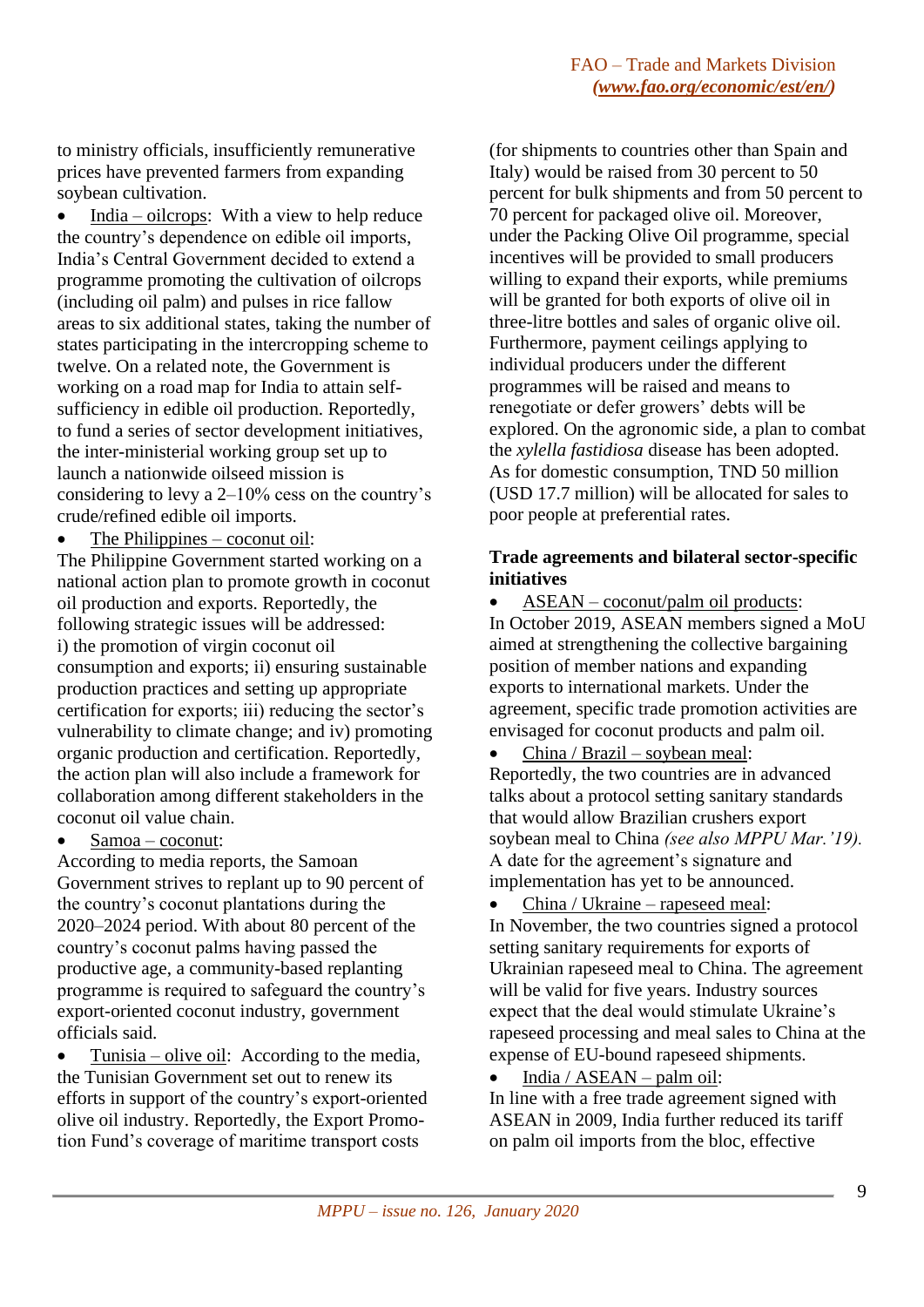to ministry officials, insufficiently remunerative prices have prevented farmers from expanding soybean cultivation.

- India – oilcrops: With a view to help reduce the country's dependence on edible oil imports, India's Central Government decided to extend a programme promoting the cultivation of oilcrops (including oil palm) and pulses in rice fallow areas to six additional states, taking the number of states participating in the intercropping scheme to twelve. On a related note, the Government is working on a road map for India to attain self-sufficiency in edible oil production. Reportedly, to fund a series of sector development initiatives, the inter-ministerial working group set up to launch a nationwide oilseed mission is considering to levy a 2–10% cess on the country's crude/refined edible oil imports.
- The Philippines – coconut oil: The Philippine Government started working on a national action plan to promote growth in coconut oil production and exports. Reportedly, the following strategic issues will be addressed: i) the promotion of virgin coconut oil consumption and exports; ii) ensuring sustainable production practices and setting up appropriate certification for exports; iii) reducing the sector's vulnerability to climate change; and iv) promoting organic production and certification. Reportedly, the action plan will also include a framework for collaboration among different stakeholders in the coconut oil value chain.
- Samoa – coconut: According to media reports, the Samoan Government strives to replant up to 90 percent of the country's coconut plantations during the 2020–2024 period. With about 80 percent of the country's coconut palms having passed the productive age, a community-based replanting programme is required to safeguard the country's export-oriented coconut industry, government officials said.
- Tunisia – olive oil: According to the media, the Tunisian Government set out to renew its efforts in support of the country's export-oriented olive oil industry. Reportedly, the Export Promotion Fund's coverage of maritime transport costs (for shipments to countries other than Spain and Italy) would be raised from 30 percent to 50 percent for bulk shipments and from 50 percent to 70 percent for packaged olive oil. Moreover, under the Packing Olive Oil programme, special incentives will be provided to small producers willing to expand their exports, while premiums will be granted for both exports of olive oil in three-litre bottles and sales of organic olive oil. Furthermore, payment ceilings applying to individual producers under the different programmes will be raised and means to renegotiate or defer growers' debts will be explored. On the agronomic side, a plan to combat the *xylella fastidiosa* disease has been adopted. As for domestic consumption, TND 50 million (USD 17.7 million) will be allocated for sales to poor people at preferential rates.

**Trade agreements and bilateral sector-specific initiatives**

- ASEAN – coconut/palm oil products: In October 2019, ASEAN members signed a MoU aimed at strengthening the collective bargaining position of member nations and expanding exports to international markets. Under the agreement, specific trade promotion activities are envisaged for coconut products and palm oil.
- China / Brazil – soybean meal: Reportedly, the two countries are in advanced talks about a protocol setting sanitary standards that would allow Brazilian crushers export soybean meal to China *(see also MPPU Mar.'19)*. A date for the agreement's signature and implementation has yet to be announced.
- China / Ukraine – rapeseed meal: In November, the two countries signed a protocol setting sanitary requirements for exports of Ukrainian rapeseed meal to China. The agreement will be valid for five years. Industry sources expect that the deal would stimulate Ukraine's rapeseed processing and meal sales to China at the expense of EU-bound rapeseed shipments.
- India / ASEAN – palm oil: In line with a free trade agreement signed with ASEAN in 2009, India further reduced its tariff on palm oil imports from the bloc, effective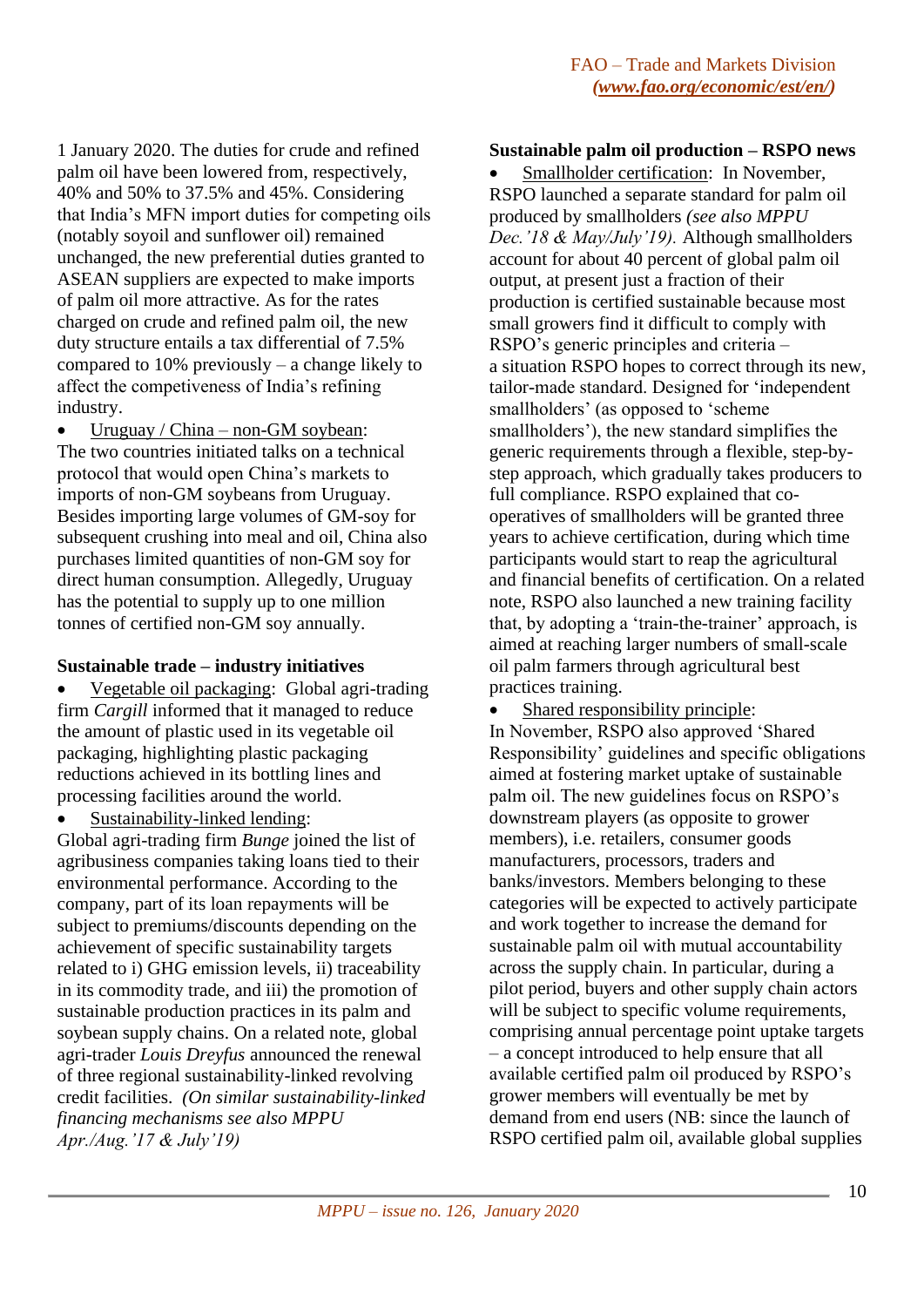1 January 2020. The duties for crude and refined palm oil have been lowered from, respectively, 40% and 50% to 37.5% and 45%. Considering that India's MFN import duties for competing oils (notably soyoil and sunflower oil) remained unchanged, the new preferential duties granted to ASEAN suppliers are expected to make imports of palm oil more attractive. As for the rates charged on crude and refined palm oil, the new duty structure entails a tax differential of 7.5% compared to 10% previously – a change likely to affect the competiveness of India's refining industry.

- Uruguay / China – non-GM soybean: The two countries initiated talks on a technical protocol that would open China's markets to imports of non-GM soybeans from Uruguay. Besides importing large volumes of GM-soy for subsequent crushing into meal and oil, China also purchases limited quantities of non-GM soy for direct human consumption. Allegedly, Uruguay has the potential to supply up to one million tonnes of certified non-GM soy annually.

**Sustainable trade – industry initiatives**

- Vegetable oil packaging: Global agri-trading firm *Cargill* informed that it managed to reduce the amount of plastic used in its vegetable oil packaging, highlighting plastic packaging reductions achieved in its bottling lines and processing facilities around the world.
- Sustainability-linked lending: Global agri-trading firm *Bunge* joined the list of agribusiness companies taking loans tied to their environmental performance. According to the company, part of its loan repayments will be subject to premiums/discounts depending on the achievement of specific sustainability targets related to i) GHG emission levels, ii) traceability in its commodity trade, and iii) the promotion of sustainable production practices in its palm and soybean supply chains. On a related note, global agri-trader *Louis Dreyfus* announced the renewal of three regional sustainability-linked revolving credit facilities. *(On similar sustainability-linked financing mechanisms see also MPPU Apr./Aug.'17 & July'19)*

**Sustainable palm oil production – RSPO news**

- Smallholder certification: In November, RSPO launched a separate standard for palm oil produced by smallholders *(see also MPPU Dec.'18 & May/July'19).* Although smallholders account for about 40 percent of global palm oil output, at present just a fraction of their production is certified sustainable because most small growers find it difficult to comply with RSPO's generic principles and criteria – a situation RSPO hopes to correct through its new, tailor-made standard. Designed for 'independent smallholders' (as opposed to 'scheme smallholders'), the new standard simplifies the generic requirements through a flexible, step-by-step approach, which gradually takes producers to full compliance. RSPO explained that co-operatives of smallholders will be granted three years to achieve certification, during which time participants would start to reap the agricultural and financial benefits of certification. On a related note, RSPO also launched a new training facility that, by adopting a 'train-the-trainer' approach, is aimed at reaching larger numbers of small-scale oil palm farmers through agricultural best practices training.
- Shared responsibility principle: In November, RSPO also approved 'Shared Responsibility' guidelines and specific obligations aimed at fostering market uptake of sustainable palm oil. The new guidelines focus on RSPO's downstream players (as opposite to grower members), i.e. retailers, consumer goods manufacturers, processors, traders and banks/investors. Members belonging to these categories will be expected to actively participate and work together to increase the demand for sustainable palm oil with mutual accountability across the supply chain. In particular, during a pilot period, buyers and other supply chain actors will be subject to specific volume requirements, comprising annual percentage point uptake targets – a concept introduced to help ensure that all available certified palm oil produced by RSPO's grower members will eventually be met by demand from end users (NB: since the launch of RSPO certified palm oil, available global supplies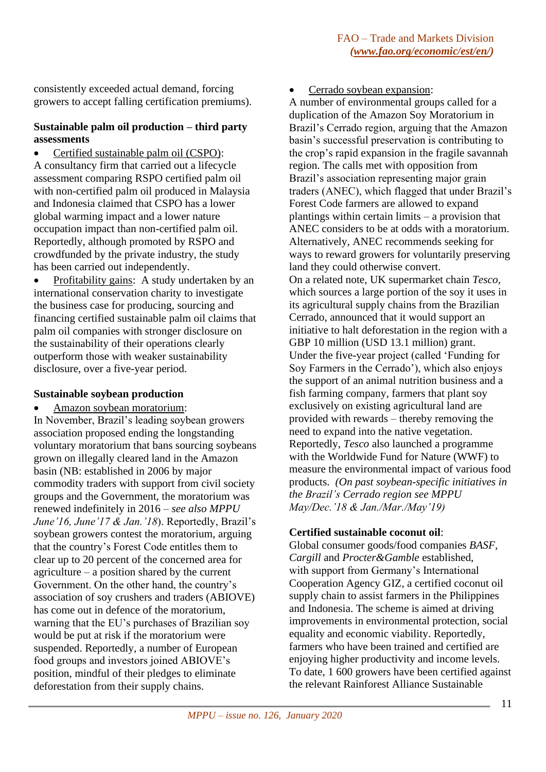consistently exceeded actual demand, forcing growers to accept falling certification premiums).

**Sustainable palm oil production – third party assessments**

- Certified sustainable palm oil (CSPO): A consultancy firm that carried out a lifecycle assessment comparing RSPO certified palm oil with non-certified palm oil produced in Malaysia and Indonesia claimed that CSPO has a lower global warming impact and a lower nature occupation impact than non-certified palm oil. Reportedly, although promoted by RSPO and crowdfunded by the private industry, the study has been carried out independently.
- Profitability gains: A study undertaken by an international conservation charity to investigate the business case for producing, sourcing and financing certified sustainable palm oil claims that palm oil companies with stronger disclosure on the sustainability of their operations clearly outperform those with weaker sustainability disclosure, over a five-year period.

**Sustainable soybean production**

- Amazon soybean moratorium: In November, Brazil's leading soybean growers association proposed ending the longstanding voluntary moratorium that bans sourcing soybeans grown on illegally cleared land in the Amazon basin (NB: established in 2006 by major commodity traders with support from civil society groups and the Government, the moratorium was renewed indefinitely in 2016 – *see also MPPU June'16, June'17 & Jan.'18*). Reportedly, Brazil's soybean growers contest the moratorium, arguing that the country's Forest Code entitles them to clear up to 20 percent of the concerned area for agriculture – a position shared by the current Government. On the other hand, the country's association of soy crushers and traders (ABIOVE) has come out in defence of the moratorium, warning that the EU's purchases of Brazilian soy would be put at risk if the moratorium were suspended. Reportedly, a number of European food groups and investors joined ABIOVE's position, mindful of their pledges to eliminate deforestation from their supply chains.
- Cerrado soybean expansion: A number of environmental groups called for a duplication of the Amazon Soy Moratorium in Brazil's Cerrado region, arguing that the Amazon basin's successful preservation is contributing to the crop's rapid expansion in the fragile savannah region. The calls met with opposition from Brazil's association representing major grain traders (ANEC), which flagged that under Brazil's Forest Code farmers are allowed to expand plantings within certain limits – a provision that ANEC considers to be at odds with a moratorium. Alternatively, ANEC recommends seeking for ways to reward growers for voluntarily preserving land they could otherwise convert.
On a related note, UK supermarket chain *Tesco*, which sources a large portion of the soy it uses in its agricultural supply chains from the Brazilian Cerrado, announced that it would support an initiative to halt deforestation in the region with a GBP 10 million (USD 13.1 million) grant. Under the five-year project (called 'Funding for Soy Farmers in the Cerrado'), which also enjoys the support of an animal nutrition business and a fish farming company, farmers that plant soy exclusively on existing agricultural land are provided with rewards – thereby removing the need to expand into the native vegetation. Reportedly, *Tesco* also launched a programme with the Worldwide Fund for Nature (WWF) to measure the environmental impact of various food products. *(On past soybean-specific initiatives in the Brazil's Cerrado region see MPPU May/Dec.'18 & Jan./Mar./May'19)*

**Certified sustainable coconut oil**:
Global consumer goods/food companies *BASF*, *Cargill* and *Procter&Gamble* established, with support from Germany's International Cooperation Agency GIZ, a certified coconut oil supply chain to assist farmers in the Philippines and Indonesia. The scheme is aimed at driving improvements in environmental protection, social equality and economic viability. Reportedly, farmers who have been trained and certified are enjoying higher productivity and income levels. To date, 1 600 growers have been certified against the relevant Rainforest Alliance Sustainable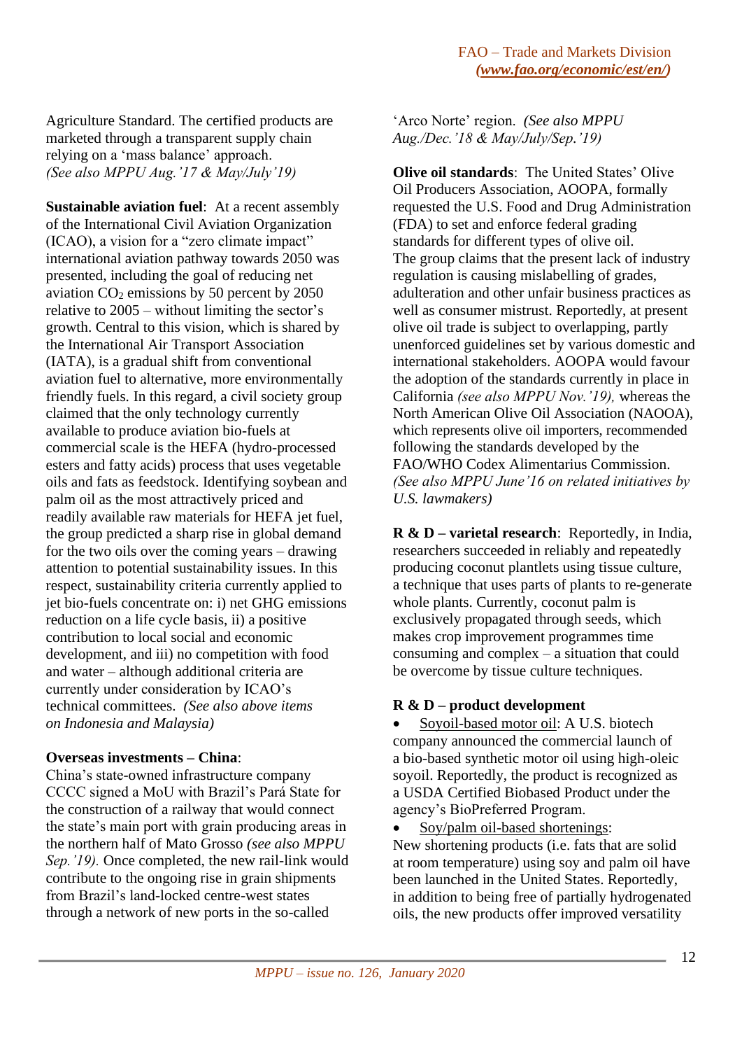Agriculture Standard. The certified products are marketed through a transparent supply chain relying on a 'mass balance' approach. *(See also MPPU Aug.'17 & May/July'19)*

**Sustainable aviation fuel**: At a recent assembly of the International Civil Aviation Organization (ICAO), a vision for a "zero climate impact" international aviation pathway towards 2050 was presented, including the goal of reducing net aviation $CO_2$ emissions by 50 percent by 2050 relative to 2005 – without limiting the sector's growth. Central to this vision, which is shared by the International Air Transport Association (IATA), is a gradual shift from conventional aviation fuel to alternative, more environmentally friendly fuels. In this regard, a civil society group claimed that the only technology currently available to produce aviation bio-fuels at commercial scale is the HEFA (hydro-processed esters and fatty acids) process that uses vegetable oils and fats as feedstock. Identifying soybean and palm oil as the most attractively priced and readily available raw materials for HEFA jet fuel, the group predicted a sharp rise in global demand for the two oils over the coming years – drawing attention to potential sustainability issues. In this respect, sustainability criteria currently applied to jet bio-fuels concentrate on: i) net GHG emissions reduction on a life cycle basis, ii) a positive contribution to local social and economic development, and iii) no competition with food and water – although additional criteria are currently under consideration by ICAO's technical committees. *(See also above items on Indonesia and Malaysia)*

**Overseas investments – China**:
China's state-owned infrastructure company CCCC signed a MoU with Brazil's Pará State for the construction of a railway that would connect the state's main port with grain producing areas in the northern half of Mato Grosso *(see also MPPU Sep.'19)*. Once completed, the new rail-link would contribute to the ongoing rise in grain shipments from Brazil's land-locked centre-west states through a network of new ports in the so-called 'Arco Norte' region. *(See also MPPU Aug./Dec.'18 & May/July/Sep.'19)*

**Olive oil standards**: The United States' Olive Oil Producers Association, AOOPA, formally requested the U.S. Food and Drug Administration (FDA) to set and enforce federal grading standards for different types of olive oil. The group claims that the present lack of industry regulation is causing mislabelling of grades, adulteration and other unfair business practices as well as consumer mistrust. Reportedly, at present olive oil trade is subject to overlapping, partly unenforced guidelines set by various domestic and international stakeholders. AOOPA would favour the adoption of the standards currently in place in California *(see also MPPU Nov.'19)*, whereas the North American Olive Oil Association (NAOOA), which represents olive oil importers, recommended following the standards developed by the FAO/WHO Codex Alimentarius Commission. *(See also MPPU June'16 on related initiatives by U.S. lawmakers)*

**R & D – varietal research**: Reportedly, in India, researchers succeeded in reliably and repeatedly producing coconut plantlets using tissue culture, a technique that uses parts of plants to re-generate whole plants. Currently, coconut palm is exclusively propagated through seeds, which makes crop improvement programmes time consuming and complex – a situation that could be overcome by tissue culture techniques.

**R & D – product development**

- Soyoil-based motor oil: A U.S. biotech company announced the commercial launch of a bio-based synthetic motor oil using high-oleic soyoil. Reportedly, the product is recognized as a USDA Certified Biobased Product under the agency's BioPreferred Program.
- Soy/palm oil-based shortenings: New shortening products (i.e. fats that are solid at room temperature) using soy and palm oil have been launched in the United States. Reportedly, in addition to being free of partially hydrogenated oils, the new products offer improved versatility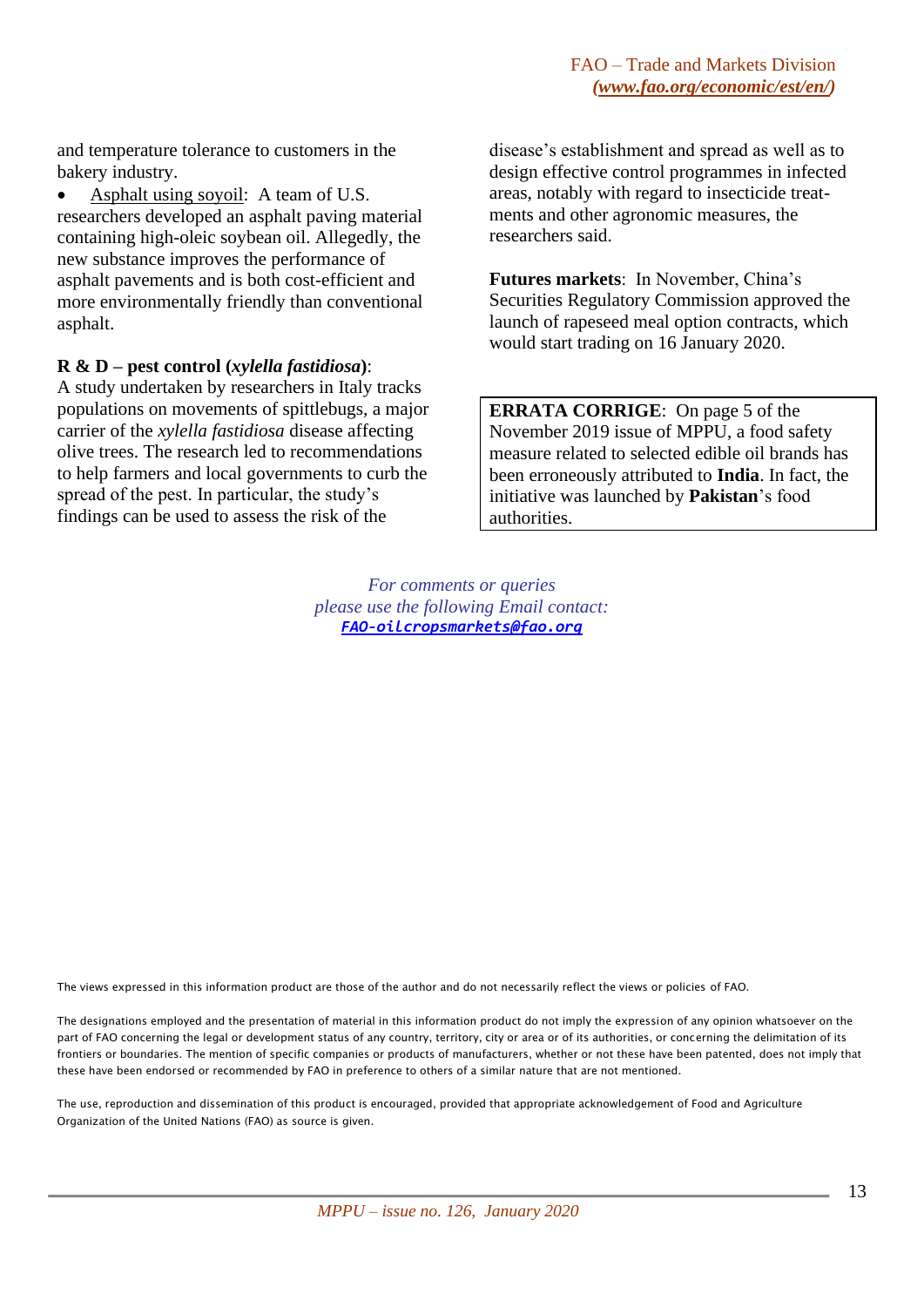and temperature tolerance to customers in the bakery industry.

- Asphalt using soyoil: A team of U.S. researchers developed an asphalt paving material containing high-oleic soybean oil. Allegedly, the new substance improves the performance of asphalt pavements and is both cost-efficient and more environmentally friendly than conventional asphalt.

**R & D – pest control (*xylella fastidiosa*)**: A study undertaken by researchers in Italy tracks populations on movements of spittlebugs, a major carrier of the *xylella fastidiosa* disease affecting olive trees. The research led to recommendations to help farmers and local governments to curb the spread of the pest. In particular, the study's findings can be used to assess the risk of the disease's establishment and spread as well as to design effective control programmes in infected areas, notably with regard to insecticide treatments and other agronomic measures, the researchers said.

**Futures markets**: In November, China's Securities Regulatory Commission approved the launch of rapeseed meal option contracts, which would start trading on 16 January 2020.

**ERRATA CORRIGE**: On page 5 of the November 2019 issue of MPPU, a food safety measure related to selected edible oil brands has been erroneously attributed to **India**. In fact, the initiative was launched by **Pakistan**'s food authorities.

*For comments or queries*
*please use the following Email contact:*
***FAO-oilcropsmarkets@fao.org***

The views expressed in this information product are those of the author and do not necessarily reflect the views or policies of FAO.

The designations employed and the presentation of material in this information product do not imply the expression of any opinion whatsoever on the part of FAO concerning the legal or development status of any country, territory, city or area or of its authorities, or concerning the delimitation of its frontiers or boundaries. The mention of specific companies or products of manufacturers, whether or not these have been patented, does not imply that these have been endorsed or recommended by FAO in preference to others of a similar nature that are not mentioned.

The use, reproduction and dissemination of this product is encouraged, provided that appropriate acknowledgement of Food and Agriculture Organization of the United Nations (FAO) as source is given.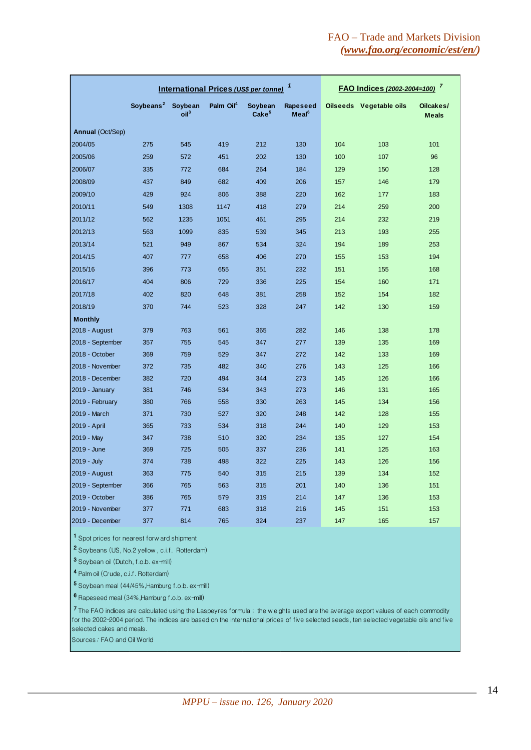| | International Prices (US$ per tonne) [1] | | | | | FAO Indices (2002-2004=100) [7] | | |
|---|---|---|---|---|---|---|---|---|
| | Soybeans[2] | Soybean oil[3] | Palm Oil[4] | Soybean Cake[5] | Rapeseed Meal[6] | Oilseeds | Vegetable oils | Oilcakes/ Meals |
| **Annual** (Oct/Sep) | | | | | | | | |
| 2004/05 | 275 | 545 | 419 | 212 | 130 | 104 | 103 | 101 |
| 2005/06 | 259 | 572 | 451 | 202 | 130 | 100 | 107 | 96 |
| 2006/07 | 335 | 772 | 684 | 264 | 184 | 129 | 150 | 128 |
| 2008/09 | 437 | 849 | 682 | 409 | 206 | 157 | 146 | 179 |
| 2009/10 | 429 | 924 | 806 | 388 | 220 | 162 | 177 | 183 |
| 2010/11 | 549 | 1308 | 1147 | 418 | 279 | 214 | 259 | 200 |
| 2011/12 | 562 | 1235 | 1051 | 461 | 295 | 214 | 232 | 219 |
| 2012/13 | 563 | 1099 | 835 | 539 | 345 | 213 | 193 | 255 |
| 2013/14 | 521 | 949 | 867 | 534 | 324 | 194 | 189 | 253 |
| 2014/15 | 407 | 777 | 658 | 406 | 270 | 155 | 153 | 194 |
| 2015/16 | 396 | 773 | 655 | 351 | 232 | 151 | 155 | 168 |
| 2016/17 | 404 | 806 | 729 | 336 | 225 | 154 | 160 | 171 |
| 2017/18 | 402 | 820 | 648 | 381 | 258 | 152 | 154 | 182 |
| 2018/19 | 370 | 744 | 523 | 328 | 247 | 142 | 130 | 159 |
| **Monthly** | | | | | | | | |
| 2018 - August | 379 | 763 | 561 | 365 | 282 | 146 | 138 | 178 |
| 2018 - September | 357 | 755 | 545 | 347 | 277 | 139 | 135 | 169 |
| 2018 - October | 369 | 759 | 529 | 347 | 272 | 142 | 133 | 169 |
| 2018 - November | 372 | 735 | 482 | 340 | 276 | 143 | 125 | 166 |
| 2018 - December | 382 | 720 | 494 | 344 | 273 | 145 | 126 | 166 |
| 2019 - January | 381 | 746 | 534 | 343 | 273 | 146 | 131 | 165 |
| 2019 - February | 380 | 766 | 558 | 330 | 263 | 145 | 134 | 156 |
| 2019 - March | 371 | 730 | 527 | 320 | 248 | 142 | 128 | 155 |
| 2019 - April | 365 | 733 | 534 | 318 | 244 | 140 | 129 | 153 |
| 2019 - May | 347 | 738 | 510 | 320 | 234 | 135 | 127 | 154 |
| 2019 - June | 369 | 725 | 505 | 337 | 236 | 141 | 125 | 163 |
| 2019 - July | 374 | 738 | 498 | 322 | 225 | 143 | 126 | 156 |
| 2019 - August | 363 | 775 | 540 | 315 | 215 | 139 | 134 | 152 |
| 2019 - September | 366 | 765 | 563 | 315 | 201 | 140 | 136 | 151 |
| 2019 - October | 386 | 765 | 579 | 319 | 214 | 147 | 136 | 153 |
| 2019 - November | 377 | 771 | 683 | 318 | 216 | 145 | 151 | 153 |
| 2019 - December | 377 | 814 | 765 | 324 | 237 | 147 | 165 | 157 |

[1] Spot prices for nearest forward shipment

[2] Soybeans (US, No.2 yellow, c.i.f. Rotterdam)

[3] Soybean oil (Dutch, f.o.b. ex-mill)

[4] Palm oil (Crude, c.i.f. Rotterdam)

[5] Soybean meal (44/45%,Hamburg f.o.b. ex-mill)

[6] Rapeseed meal (34%,Hamburg f.o.b. ex-mill)

[7] The FAO indices are calculated using the Laspeyres formula; the weights used are the average export values of each commodity for the 2002-2004 period. The indices are based on the international prices of five selected seeds, ten selected vegetable oils and five selected cakes and meals.

Sources: FAO and Oil World